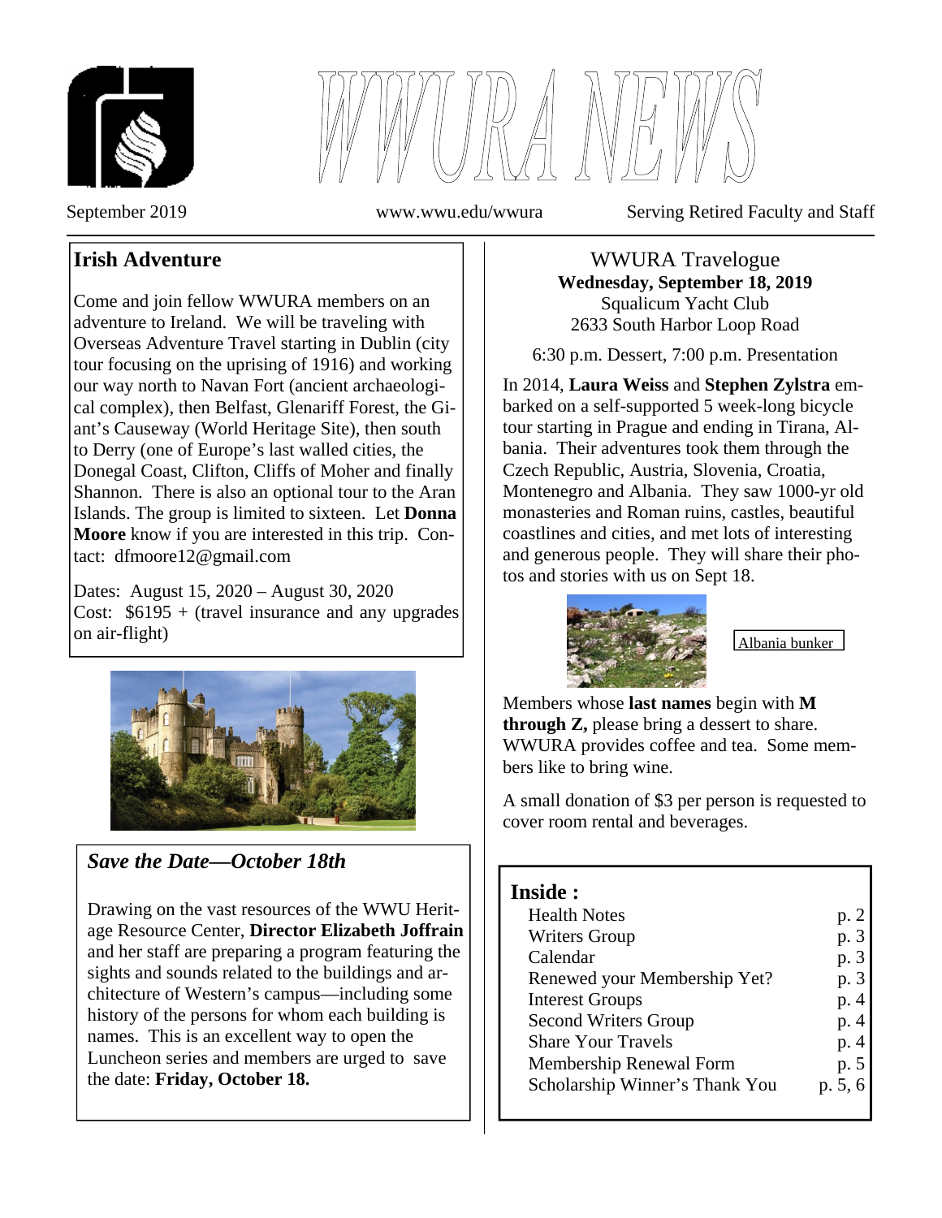# WWURA NEWS

September 2019 | www.wwu.edu/wwura | Serving Retired Faculty and Staff

## Irish Adventure

Come and join fellow WWURA members on an adventure to Ireland. We will be traveling with Overseas Adventure Travel starting in Dublin (city tour focusing on the uprising of 1916) and working our way north to Navan Fort (ancient archaeological complex), then Belfast, Glenariff Forest, the Giant's Causeway (World Heritage Site), then south to Derry (one of Europe's last walled cities, the Donegal Coast, Clifton, Cliffs of Moher and finally Shannon. There is also an optional tour to the Aran Islands. The group is limited to sixteen. Let **Donna Moore** know if you are interested in this trip. Contact: dfmoore12@gmail.com

Dates: August 15, 2020 – August 30, 2020
Cost: $6195 + (travel insurance and any upgrades on air-flight)

## *Save the Date—October 18th*

Drawing on the vast resources of the WWU Heritage Resource Center, **Director Elizabeth Joffrain** and her staff are preparing a program featuring the sights and sounds related to the buildings and architecture of Western's campus—including some history of the persons for whom each building is names. This is an excellent way to open the Luncheon series and members are urged to save the date: **Friday, October 18.**

## WWURA Travelogue

**Wednesday, September 18, 2019**
Squalicum Yacht Club
2633 South Harbor Loop Road

6:30 p.m. Dessert, 7:00 p.m. Presentation

In 2014, **Laura Weiss** and **Stephen Zylstra** embarked on a self-supported 5 week-long bicycle tour starting in Prague and ending in Tirana, Albania. Their adventures took them through the Czech Republic, Austria, Slovenia, Croatia, Montenegro and Albania. They saw 1000-yr old monasteries and Roman ruins, castles, beautiful coastlines and cities, and met lots of interesting and generous people. They will share their photos and stories with us on Sept 18.

Albania bunker

Members whose **last names** begin with **M through Z,** please bring a dessert to share. WWURA provides coffee and tea. Some members like to bring wine.

A small donation of $3 per person is requested to cover room rental and beverages.

## Inside :

| | |
|---|---|
| Health Notes | p. 2 |
| Writers Group | p. 3 |
| Calendar | p. 3 |
| Renewed your Membership Yet? | p. 3 |
| Interest Groups | p. 4 |
| Second Writers Group | p. 4 |
| Share Your Travels | p. 4 |
| Membership Renewal Form | p. 5 |
| Scholarship Winner's Thank You | p. 5, 6 |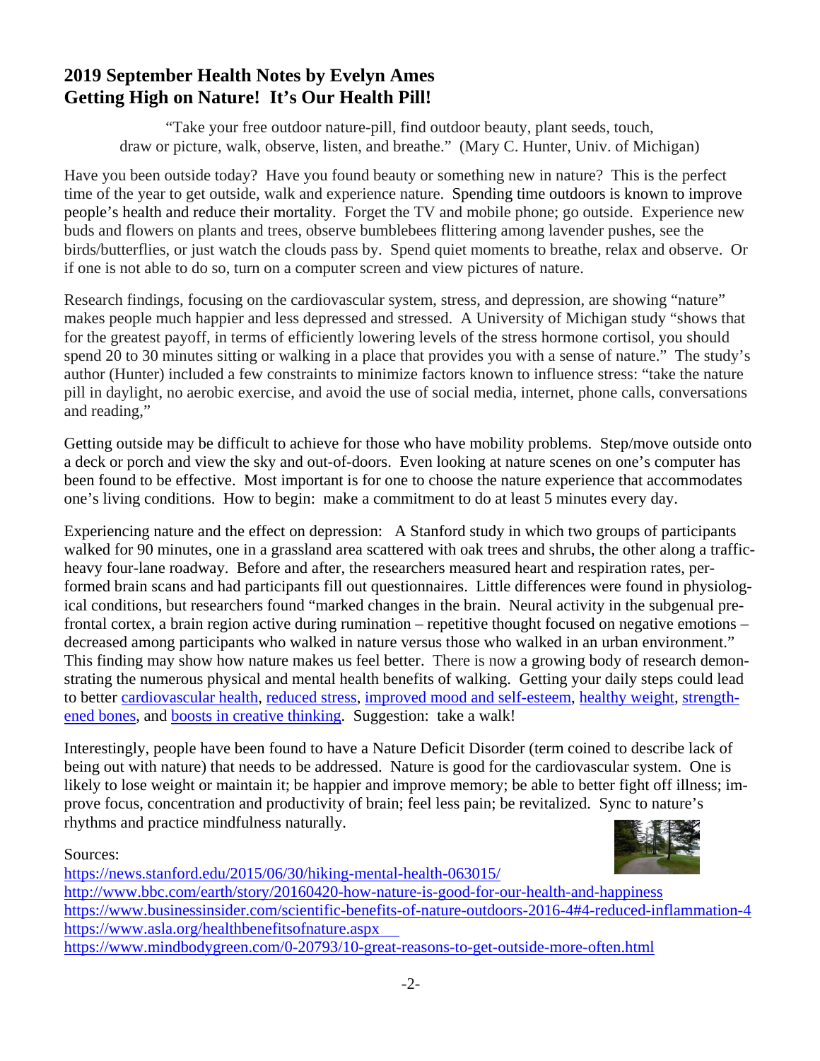## 2019 September Health Notes by Evelyn Ames
## Getting High on Nature! It's Our Health Pill!

"Take your free outdoor nature-pill, find outdoor beauty, plant seeds, touch, draw or picture, walk, observe, listen, and breathe." (Mary C. Hunter, Univ. of Michigan)

Have you been outside today? Have you found beauty or something new in nature? This is the perfect time of the year to get outside, walk and experience nature. Spending time outdoors is known to improve people's health and reduce their mortality. Forget the TV and mobile phone; go outside. Experience new buds and flowers on plants and trees, observe bumblebees flittering among lavender pushes, see the birds/butterflies, or just watch the clouds pass by. Spend quiet moments to breathe, relax and observe. Or if one is not able to do so, turn on a computer screen and view pictures of nature.

Research findings, focusing on the cardiovascular system, stress, and depression, are showing "nature" makes people much happier and less depressed and stressed. A University of Michigan study "shows that for the greatest payoff, in terms of efficiently lowering levels of the stress hormone cortisol, you should spend 20 to 30 minutes sitting or walking in a place that provides you with a sense of nature." The study's author (Hunter) included a few constraints to minimize factors known to influence stress: "take the nature pill in daylight, no aerobic exercise, and avoid the use of social media, internet, phone calls, conversations and reading,"

Getting outside may be difficult to achieve for those who have mobility problems. Step/move outside onto a deck or porch and view the sky and out-of-doors. Even looking at nature scenes on one's computer has been found to be effective. Most important is for one to choose the nature experience that accommodates one's living conditions. How to begin: make a commitment to do at least 5 minutes every day.

Experiencing nature and the effect on depression: A Stanford study in which two groups of participants walked for 90 minutes, one in a grassland area scattered with oak trees and shrubs, the other along a traffic-heavy four-lane roadway. Before and after, the researchers measured heart and respiration rates, performed brain scans and had participants fill out questionnaires. Little differences were found in physiological conditions, but researchers found "marked changes in the brain. Neural activity in the subgenual prefrontal cortex, a brain region active during rumination – repetitive thought focused on negative emotions – decreased among participants who walked in nature versus those who walked in an urban environment." This finding may show how nature makes us feel better. There is now a growing body of research demonstrating the numerous physical and mental health benefits of walking. Getting your daily steps could lead to better cardiovascular health, reduced stress, improved mood and self-esteem, healthy weight, strengthened bones, and boosts in creative thinking. Suggestion: take a walk!

Interestingly, people have been found to have a Nature Deficit Disorder (term coined to describe lack of being out with nature) that needs to be addressed. Nature is good for the cardiovascular system. One is likely to lose weight or maintain it; be happier and improve memory; be able to better fight off illness; improve focus, concentration and productivity of brain; feel less pain; be revitalized. Sync to nature's rhythms and practice mindfulness naturally.

Sources:
https://news.stanford.edu/2015/06/30/hiking-mental-health-063015/
http://www.bbc.com/earth/story/20160420-how-nature-is-good-for-our-health-and-happiness
https://www.businessinsider.com/scientific-benefits-of-nature-outdoors-2016-4#4-reduced-inflammation-4
https://www.asla.org/healthbenefitsofnature.aspx
https://www.mindbodygreen.com/0-20793/10-great-reasons-to-get-outside-more-often.html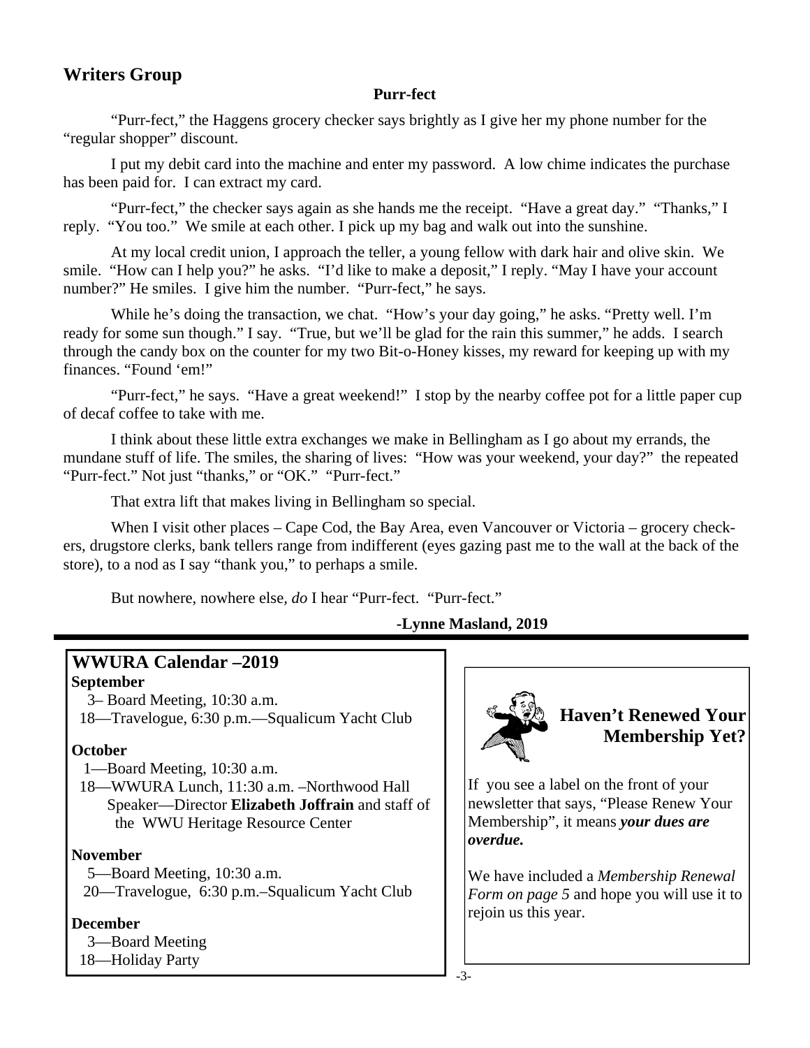## Writers Group

**Purr-fect**

"Purr-fect," the Haggens grocery checker says brightly as I give her my phone number for the "regular shopper" discount.

I put my debit card into the machine and enter my password. A low chime indicates the purchase has been paid for. I can extract my card.

"Purr-fect," the checker says again as she hands me the receipt. "Have a great day." "Thanks," I reply. "You too." We smile at each other. I pick up my bag and walk out into the sunshine.

At my local credit union, I approach the teller, a young fellow with dark hair and olive skin. We smile. "How can I help you?" he asks. "I'd like to make a deposit," I reply. "May I have your account number?" He smiles. I give him the number. "Purr-fect," he says.

While he's doing the transaction, we chat. "How's your day going," he asks. "Pretty well. I'm ready for some sun though." I say. "True, but we'll be glad for the rain this summer," he adds. I search through the candy box on the counter for my two Bit-o-Honey kisses, my reward for keeping up with my finances. "Found 'em!"

"Purr-fect," he says. "Have a great weekend!" I stop by the nearby coffee pot for a little paper cup of decaf coffee to take with me.

I think about these little extra exchanges we make in Bellingham as I go about my errands, the mundane stuff of life. The smiles, the sharing of lives: "How was your weekend, your day?" the repeated "Purr-fect." Not just "thanks," or "OK." "Purr-fect."

That extra lift that makes living in Bellingham so special.

When I visit other places – Cape Cod, the Bay Area, even Vancouver or Victoria – grocery checkers, drugstore clerks, bank tellers range from indifferent (eyes gazing past me to the wall at the back of the store), to a nod as I say "thank you," to perhaps a smile.

But nowhere, nowhere else, *do* I hear "Purr-fect. "Purr-fect."

**-Lynne Masland, 2019**

---

## WWURA Calendar –2019

**September**

3– Board Meeting, 10:30 a.m.
18—Travelogue, 6:30 p.m.—Squalicum Yacht Club

**October**

1—Board Meeting, 10:30 a.m.
18—WWURA Lunch, 11:30 a.m. –Northwood Hall
Speaker—Director **Elizabeth Joffrain** and staff of the WWU Heritage Resource Center

**November**

5—Board Meeting, 10:30 a.m.
20—Travelogue, 6:30 p.m.–Squalicum Yacht Club

**December**

3—Board Meeting
18—Holiday Party

## Haven't Renewed Your Membership Yet?

If you see a label on the front of your newsletter that says, "Please Renew Your Membership", it means ***your dues are overdue.***

We have included a *Membership Renewal Form on page 5* and hope you will use it to rejoin us this year.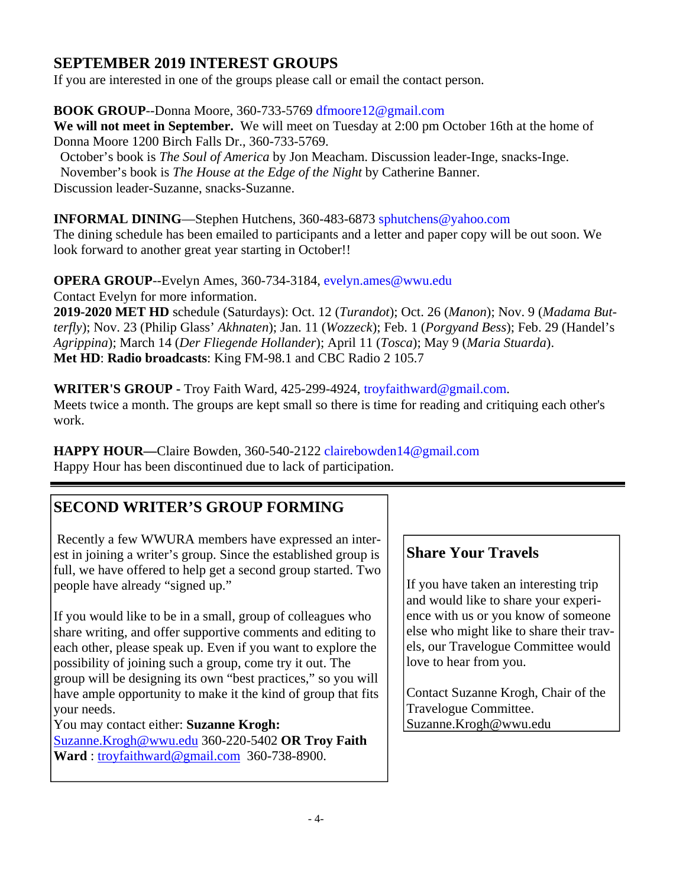## SEPTEMBER 2019 INTEREST GROUPS

If you are interested in one of the groups please call or email the contact person.

**BOOK GROUP**--Donna Moore, 360-733-5769 dfmoore12@gmail.com

**We will not meet in September.** We will meet on Tuesday at 2:00 pm October 16th at the home of Donna Moore 1200 Birch Falls Dr., 360-733-5769.

October's book is *The Soul of America* by Jon Meacham. Discussion leader-Inge, snacks-Inge.

November's book is *The House at the Edge of the Night* by Catherine Banner. Discussion leader-Suzanne, snacks-Suzanne.

**INFORMAL DINING**—Stephen Hutchens, 360-483-6873 sphutchens@yahoo.com

The dining schedule has been emailed to participants and a letter and paper copy will be out soon. We look forward to another great year starting in October!!

**OPERA GROUP**--Evelyn Ames, 360-734-3184, evelyn.ames@wwu.edu

Contact Evelyn for more information.

**2019-2020 MET HD** schedule (Saturdays): Oct. 12 (*Turandot*); Oct. 26 (*Manon*); Nov. 9 (*Madama Butterfly*); Nov. 23 (Philip Glass' *Akhnaten*); Jan. 11 (*Wozzeck*); Feb. 1 (*Porgyand Bess*); Feb. 29 (Handel's *Agrippina*); March 14 (*Der Fliegende Hollander*); April 11 (*Tosca*); May 9 (*Maria Stuarda*).

**Met HD**: **Radio broadcasts**: King FM-98.1 and CBC Radio 2 105.7

**WRITER'S GROUP -** Troy Faith Ward, 425-299-4924, troyfaithward@gmail.com.

Meets twice a month. The groups are kept small so there is time for reading and critiquing each other's work.

**HAPPY HOUR—**Claire Bowden, 360-540-2122 clairebowden14@gmail.com

Happy Hour has been discontinued due to lack of participation.

---

## SECOND WRITER'S GROUP FORMING

Recently a few WWURA members have expressed an interest in joining a writer's group. Since the established group is full, we have offered to help get a second group started. Two people have already "signed up."

If you would like to be in a small, group of colleagues who share writing, and offer supportive comments and editing to each other, please speak up. Even if you want to explore the possibility of joining such a group, come try it out. The group will be designing its own "best practices," so you will have ample opportunity to make it the kind of group that fits your needs.

You may contact either: **Suzanne Krogh:** Suzanne.Krogh@wwu.edu 360-220-5402 **OR Troy Faith Ward** : troyfaithward@gmail.com 360-738-8900.

## Share Your Travels

If you have taken an interesting trip and would like to share your experience with us or you know of someone else who might like to share their travels, our Travelogue Committee would love to hear from you.

Contact Suzanne Krogh, Chair of the Travelogue Committee.
Suzanne.Krogh@wwu.edu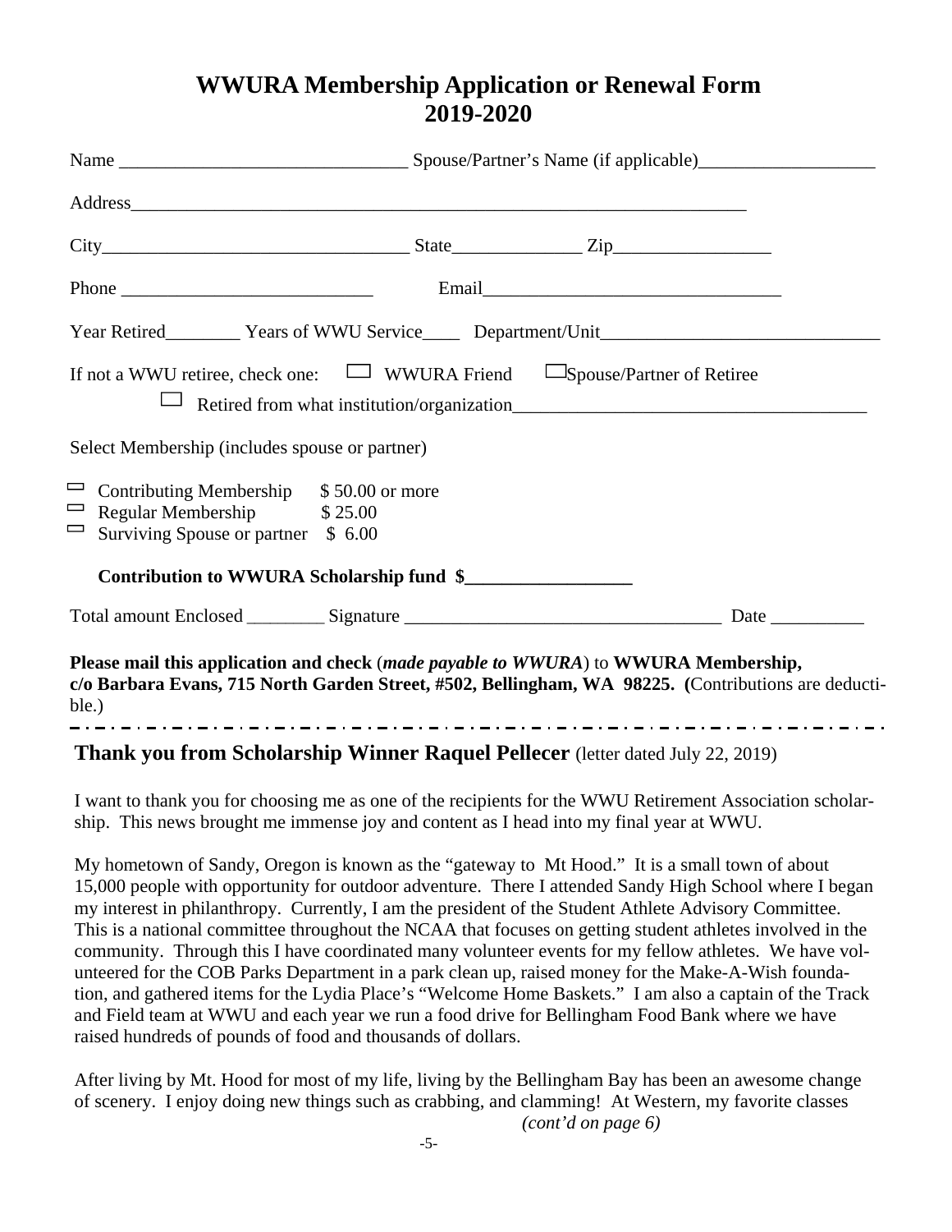# WWURA Membership Application or Renewal Form 2019-2020

Name ______________________________ Spouse/Partner's Name (if applicable)___________________

Address___________________________________________________________________

City________________________________ State_____________ Zip________________

Phone ___________________________ Email________________________________

Year Retired________ Years of WWU Service____ Department/Unit______________________________

If not a WWU retiree, check one: ☐ WWURA Friend ☐ Spouse/Partner of Retiree

☐ Retired from what institution/organization_____________________________________

Select Membership (includes spouse or partner)

- ☐ Contributing Membership $ 50.00 or more
- ☐ Regular Membership $ 25.00
- ☐ Surviving Spouse or partner $ 6.00

**Contribution to WWURA Scholarship fund $_________________**

Total amount Enclosed ________ Signature __________________________________ Date __________

**Please mail this application and check** (***made payable to WWURA***) to **WWURA Membership, c/o Barbara Evans, 715 North Garden Street, #502, Bellingham, WA 98225. (**Contributions are deductible.)

---

## Thank you from Scholarship Winner Raquel Pellecer (letter dated July 22, 2019)

I want to thank you for choosing me as one of the recipients for the WWU Retirement Association scholarship. This news brought me immense joy and content as I head into my final year at WWU.

My hometown of Sandy, Oregon is known as the "gateway to Mt Hood." It is a small town of about 15,000 people with opportunity for outdoor adventure. There I attended Sandy High School where I began my interest in philanthropy. Currently, I am the president of the Student Athlete Advisory Committee. This is a national committee throughout the NCAA that focuses on getting student athletes involved in the community. Through this I have coordinated many volunteer events for my fellow athletes. We have volunteered for the COB Parks Department in a park clean up, raised money for the Make-A-Wish foundation, and gathered items for the Lydia Place's "Welcome Home Baskets." I am also a captain of the Track and Field team at WWU and each year we run a food drive for Bellingham Food Bank where we have raised hundreds of pounds of food and thousands of dollars.

After living by Mt. Hood for most of my life, living by the Bellingham Bay has been an awesome change of scenery. I enjoy doing new things such as crabbing, and clamming! At Western, my favorite classes

*(cont'd on page 6)*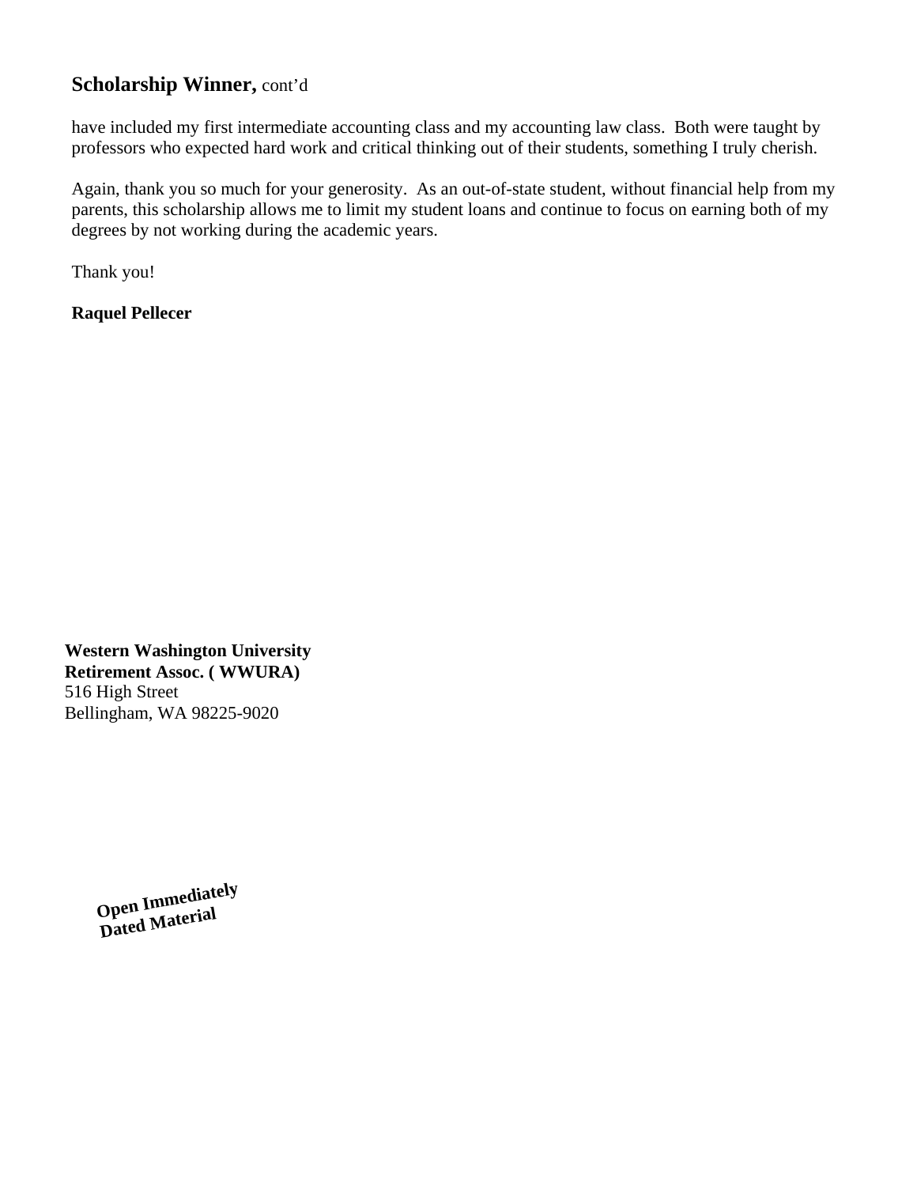## **Scholarship Winner,** cont'd

have included my first intermediate accounting class and my accounting law class. Both were taught by professors who expected hard work and critical thinking out of their students, something I truly cherish.

Again, thank you so much for your generosity. As an out-of-state student, without financial help from my parents, this scholarship allows me to limit my student loans and continue to focus on earning both of my degrees by not working during the academic years.

Thank you!

**Raquel Pellecer**

**Western Washington University**
**Retirement Assoc. ( WWURA)**
516 High Street
Bellingham, WA 98225-9020

**Open Immediately**
**Dated Material**